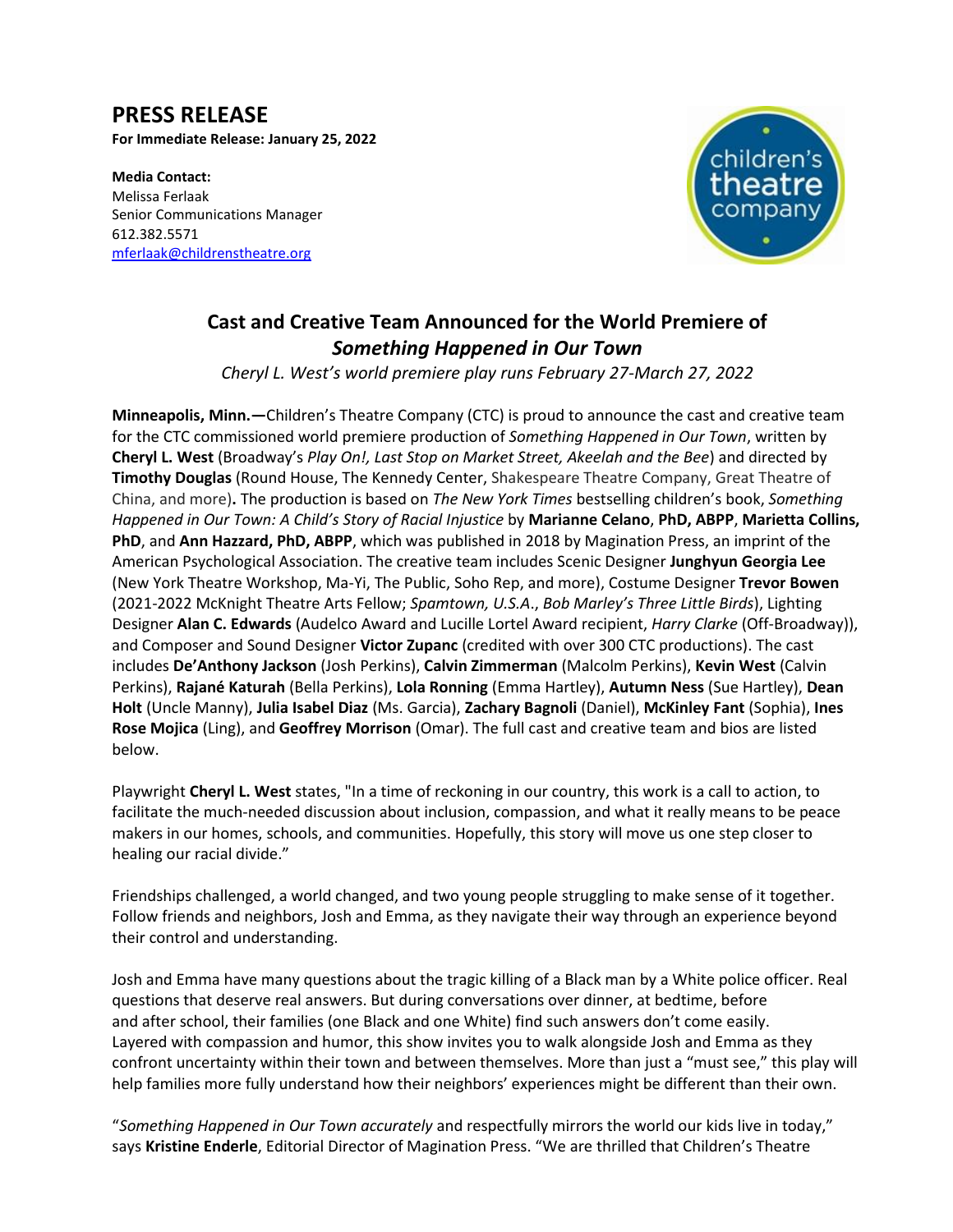# PRESS RELEASE

**For Immediate Release: January 25, 2022**

**Media Contact:**
Melissa Ferlaak
Senior Communications Manager
612.382.5571
mferlaak@childrenstheatre.org

## Cast and Creative Team Announced for the World Premiere of *Something Happened in Our Town*

*Cheryl L. West's world premiere play runs February 27-March 27, 2022*

**Minneapolis, Minn.—**Children's Theatre Company (CTC) is proud to announce the cast and creative team for the CTC commissioned world premiere production of *Something Happened in Our Town*, written by **Cheryl L. West** (Broadway's *Play On!, Last Stop on Market Street, Akeelah and the Bee*) and directed by **Timothy Douglas** (Round House, The Kennedy Center, Shakespeare Theatre Company, Great Theatre of China, and more)**.** The production is based on *The New York Times* bestselling children's book, *Something Happened in Our Town: A Child's Story of Racial Injustice* by **Marianne Celano**, **PhD, ABPP**, **Marietta Collins, PhD**, and **Ann Hazzard, PhD, ABPP**, which was published in 2018 by Magination Press, an imprint of the American Psychological Association. The creative team includes Scenic Designer **Junghyun Georgia Lee** (New York Theatre Workshop, Ma-Yi, The Public, Soho Rep, and more), Costume Designer **Trevor Bowen** (2021-2022 McKnight Theatre Arts Fellow; *Spamtown, U.S.A*., *Bob Marley's Three Little Birds*), Lighting Designer **Alan C. Edwards** (Audelco Award and Lucille Lortel Award recipient, *Harry Clarke* (Off-Broadway)), and Composer and Sound Designer **Victor Zupanc** (credited with over 300 CTC productions). The cast includes **De'Anthony Jackson** (Josh Perkins), **Calvin Zimmerman** (Malcolm Perkins), **Kevin West** (Calvin Perkins), **Rajané Katurah** (Bella Perkins), **Lola Ronning** (Emma Hartley), **Autumn Ness** (Sue Hartley), **Dean Holt** (Uncle Manny), **Julia Isabel Diaz** (Ms. Garcia), **Zachary Bagnoli** (Daniel), **McKinley Fant** (Sophia), **Ines Rose Mojica** (Ling), and **Geoffrey Morrison** (Omar). The full cast and creative team and bios are listed below.

Playwright **Cheryl L. West** states, "In a time of reckoning in our country, this work is a call to action, to facilitate the much-needed discussion about inclusion, compassion, and what it really means to be peace makers in our homes, schools, and communities. Hopefully, this story will move us one step closer to healing our racial divide."

Friendships challenged, a world changed, and two young people struggling to make sense of it together. Follow friends and neighbors, Josh and Emma, as they navigate their way through an experience beyond their control and understanding.

Josh and Emma have many questions about the tragic killing of a Black man by a White police officer. Real questions that deserve real answers. But during conversations over dinner, at bedtime, before and after school, their families (one Black and one White) find such answers don't come easily. Layered with compassion and humor, this show invites you to walk alongside Josh and Emma as they confront uncertainty within their town and between themselves. More than just a "must see," this play will help families more fully understand how their neighbors' experiences might be different than their own.

"*Something Happened in Our Town accurately* and respectfully mirrors the world our kids live in today," says **Kristine Enderle**, Editorial Director of Magination Press. "We are thrilled that Children's Theatre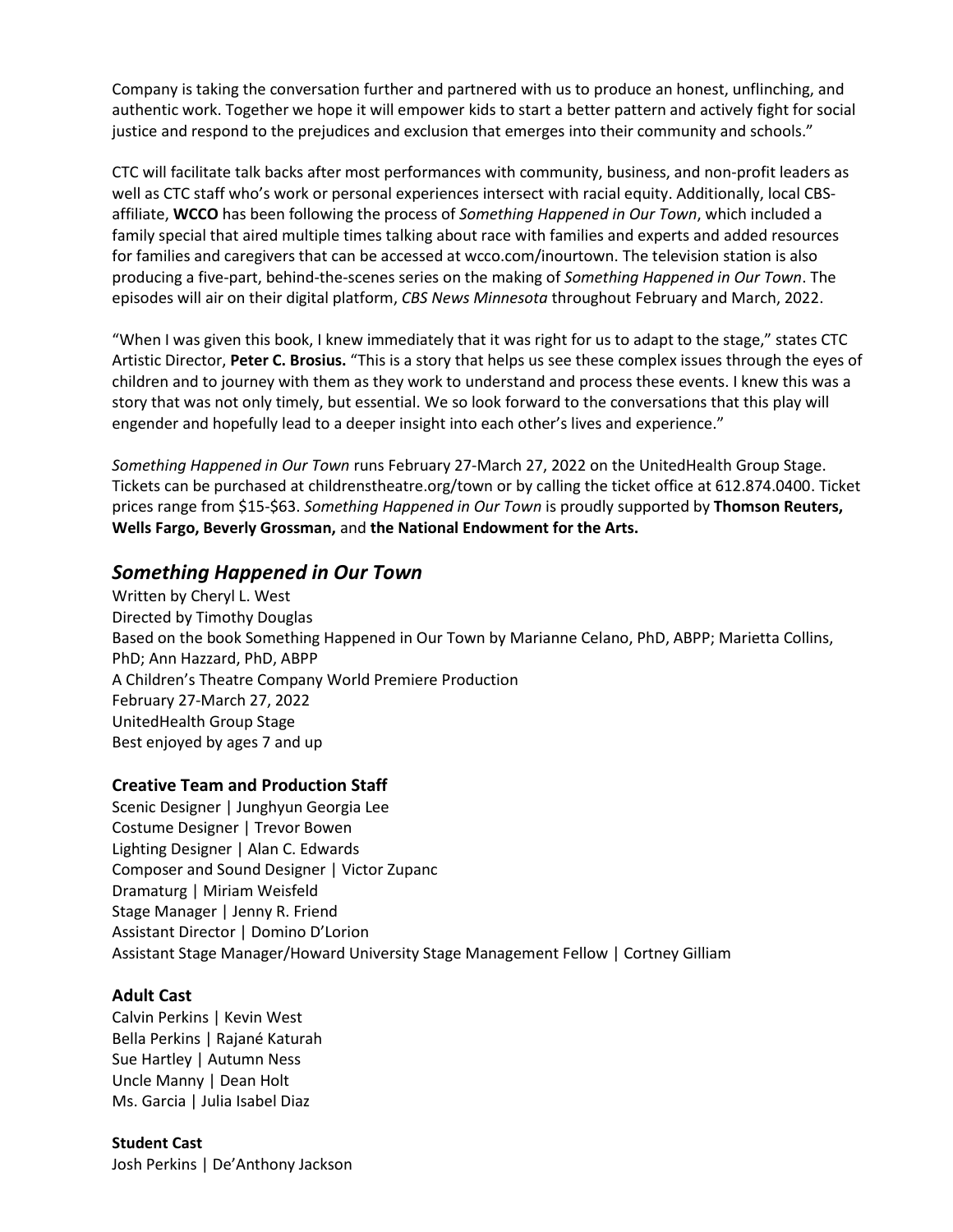Company is taking the conversation further and partnered with us to produce an honest, unflinching, and authentic work. Together we hope it will empower kids to start a better pattern and actively fight for social justice and respond to the prejudices and exclusion that emerges into their community and schools."

CTC will facilitate talk backs after most performances with community, business, and non-profit leaders as well as CTC staff who's work or personal experiences intersect with racial equity. Additionally, local CBS-affiliate, **WCCO** has been following the process of *Something Happened in Our Town*, which included a family special that aired multiple times talking about race with families and experts and added resources for families and caregivers that can be accessed at wcco.com/inourtown. The television station is also producing a five-part, behind-the-scenes series on the making of *Something Happened in Our Town*. The episodes will air on their digital platform, *CBS News Minnesota* throughout February and March, 2022.

"When I was given this book, I knew immediately that it was right for us to adapt to the stage," states CTC Artistic Director, **Peter C. Brosius.** "This is a story that helps us see these complex issues through the eyes of children and to journey with them as they work to understand and process these events. I knew this was a story that was not only timely, but essential. We so look forward to the conversations that this play will engender and hopefully lead to a deeper insight into each other's lives and experience."

*Something Happened in Our Town* runs February 27-March 27, 2022 on the UnitedHealth Group Stage. Tickets can be purchased at childrenstheatre.org/town or by calling the ticket office at 612.874.0400. Ticket prices range from $15-$63. *Something Happened in Our Town* is proudly supported by **Thomson Reuters, Wells Fargo, Beverly Grossman,** and **the National Endowment for the Arts.**

## *Something Happened in Our Town*

Written by Cheryl L. West
Directed by Timothy Douglas
Based on the book Something Happened in Our Town by Marianne Celano, PhD, ABPP; Marietta Collins, PhD; Ann Hazzard, PhD, ABPP
A Children's Theatre Company World Premiere Production
February 27-March 27, 2022
UnitedHealth Group Stage
Best enjoyed by ages 7 and up

### Creative Team and Production Staff

Scenic Designer | Junghyun Georgia Lee
Costume Designer | Trevor Bowen
Lighting Designer | Alan C. Edwards
Composer and Sound Designer | Victor Zupanc
Dramaturg | Miriam Weisfeld
Stage Manager | Jenny R. Friend
Assistant Director | Domino D'Lorion
Assistant Stage Manager/Howard University Stage Management Fellow | Cortney Gilliam

### Adult Cast

Calvin Perkins | Kevin West
Bella Perkins | Rajané Katurah
Sue Hartley | Autumn Ness
Uncle Manny | Dean Holt
Ms. Garcia | Julia Isabel Diaz

### Student Cast

Josh Perkins | De'Anthony Jackson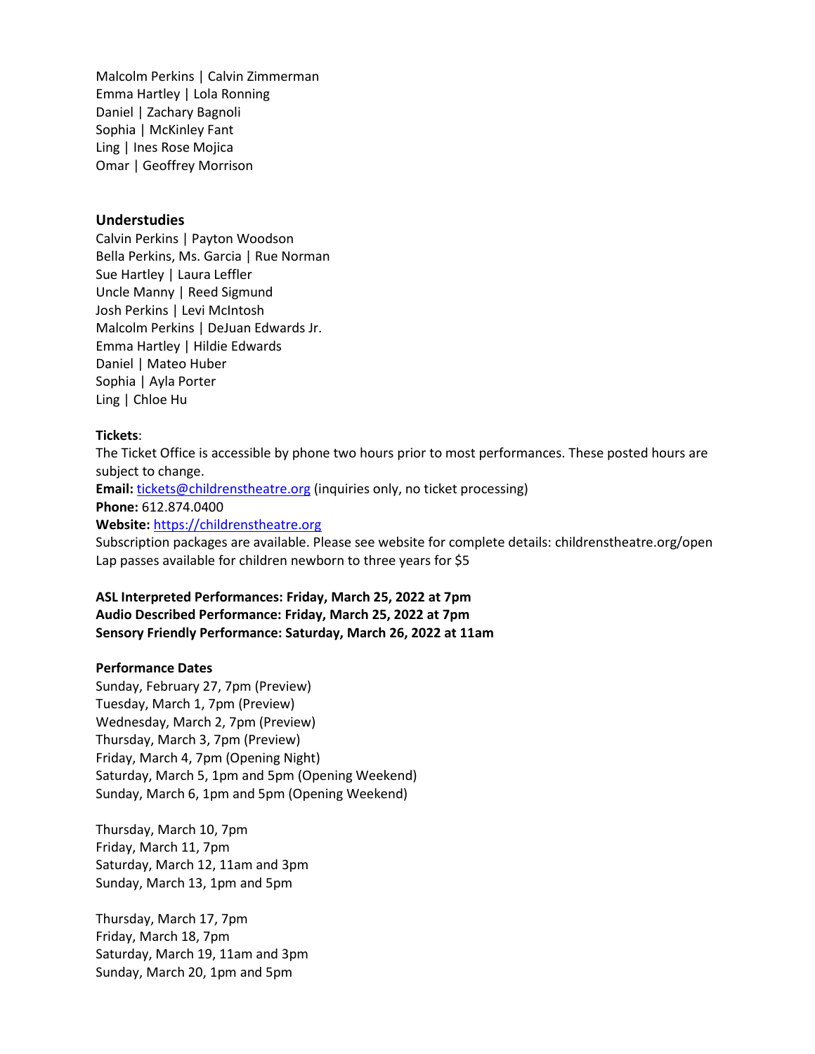Malcolm Perkins | Calvin Zimmerman
Emma Hartley | Lola Ronning
Daniel | Zachary Bagnoli
Sophia | McKinley Fant
Ling | Ines Rose Mojica
Omar | Geoffrey Morrison

### Understudies

Calvin Perkins | Payton Woodson
Bella Perkins, Ms. Garcia | Rue Norman
Sue Hartley | Laura Leffler
Uncle Manny | Reed Sigmund
Josh Perkins | Levi McIntosh
Malcolm Perkins | DeJuan Edwards Jr.
Emma Hartley | Hildie Edwards
Daniel | Mateo Huber
Sophia | Ayla Porter
Ling | Chloe Hu

**Tickets**:
The Ticket Office is accessible by phone two hours prior to most performances. These posted hours are subject to change.
**Email:** tickets@childrenstheatre.org (inquiries only, no ticket processing)
**Phone:** 612.874.0400
**Website:** https://childrenstheatre.org
Subscription packages are available. Please see website for complete details: childrenstheatre.org/open
Lap passes available for children newborn to three years for $5

**ASL Interpreted Performances: Friday, March 25, 2022 at 7pm**
**Audio Described Performance: Friday, March 25, 2022 at 7pm**
**Sensory Friendly Performance: Saturday, March 26, 2022 at 11am**

**Performance Dates**
Sunday, February 27, 7pm (Preview)
Tuesday, March 1, 7pm (Preview)
Wednesday, March 2, 7pm (Preview)
Thursday, March 3, 7pm (Preview)
Friday, March 4, 7pm (Opening Night)
Saturday, March 5, 1pm and 5pm (Opening Weekend)
Sunday, March 6, 1pm and 5pm (Opening Weekend)

Thursday, March 10, 7pm
Friday, March 11, 7pm
Saturday, March 12, 11am and 3pm
Sunday, March 13, 1pm and 5pm

Thursday, March 17, 7pm
Friday, March 18, 7pm
Saturday, March 19, 11am and 3pm
Sunday, March 20, 1pm and 5pm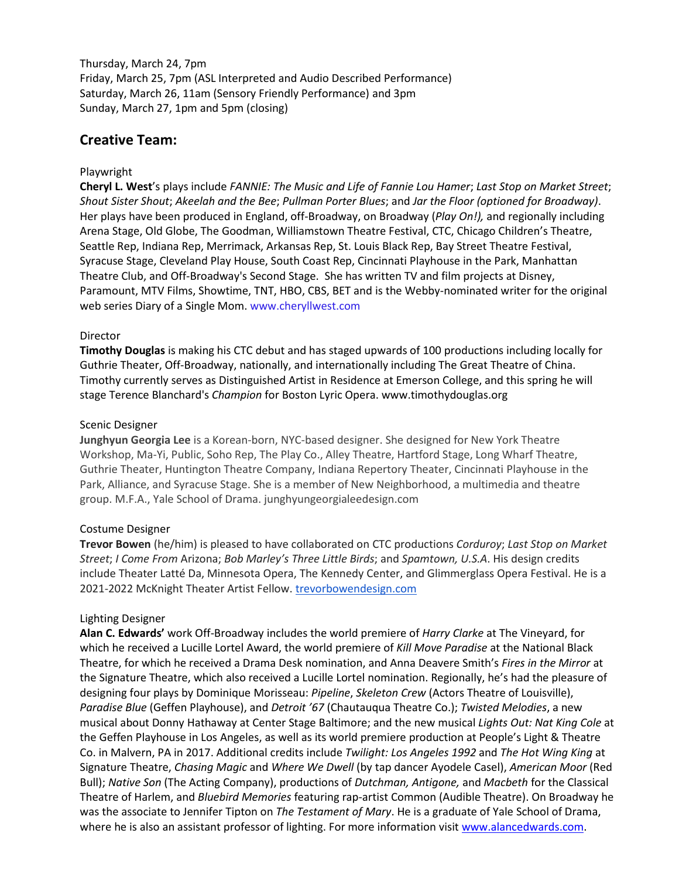Thursday, March 24, 7pm
Friday, March 25, 7pm (ASL Interpreted and Audio Described Performance)
Saturday, March 26, 11am (Sensory Friendly Performance) and 3pm
Sunday, March 27, 1pm and 5pm (closing)

## Creative Team:

Playwright
**Cheryl L. West**'s plays include *FANNIE: The Music and Life of Fannie Lou Hamer*; *Last Stop on Market Street*; *Shout Sister Shout*; *Akeelah and the Bee*; *Pullman Porter Blues*; and *Jar the Floor (optioned for Broadway)*. Her plays have been produced in England, off-Broadway, on Broadway (*Play On!),* and regionally including Arena Stage, Old Globe, The Goodman, Williamstown Theatre Festival, CTC, Chicago Children's Theatre, Seattle Rep, Indiana Rep, Merrimack, Arkansas Rep, St. Louis Black Rep, Bay Street Theatre Festival, Syracuse Stage, Cleveland Play House, South Coast Rep, Cincinnati Playhouse in the Park, Manhattan Theatre Club, and Off-Broadway's Second Stage. She has written TV and film projects at Disney, Paramount, MTV Films, Showtime, TNT, HBO, CBS, BET and is the Webby-nominated writer for the original web series Diary of a Single Mom. www.cheryllwest.com

Director
**Timothy Douglas** is making his CTC debut and has staged upwards of 100 productions including locally for Guthrie Theater, Off-Broadway, nationally, and internationally including The Great Theatre of China. Timothy currently serves as Distinguished Artist in Residence at Emerson College, and this spring he will stage Terence Blanchard's *Champion* for Boston Lyric Opera. www.timothydouglas.org

Scenic Designer
**Junghyun Georgia Lee** is a Korean-born, NYC-based designer. She designed for New York Theatre Workshop, Ma-Yi, Public, Soho Rep, The Play Co., Alley Theatre, Hartford Stage, Long Wharf Theatre, Guthrie Theater, Huntington Theatre Company, Indiana Repertory Theater, Cincinnati Playhouse in the Park, Alliance, and Syracuse Stage. She is a member of New Neighborhood, a multimedia and theatre group. M.F.A., Yale School of Drama. junghyungeorgialeedesign.com

Costume Designer
**Trevor Bowen** (he/him) is pleased to have collaborated on CTC productions *Corduroy*; *Last Stop on Market Street*; *I Come From* Arizona; *Bob Marley's Three Little Birds*; and *Spamtown, U.S.A*. His design credits include Theater Latté Da, Minnesota Opera, The Kennedy Center, and Glimmerglass Opera Festival. He is a 2021-2022 McKnight Theater Artist Fellow. trevorbowendesign.com

Lighting Designer
**Alan C. Edwards'** work Off-Broadway includes the world premiere of *Harry Clarke* at The Vineyard, for which he received a Lucille Lortel Award, the world premiere of *Kill Move Paradise* at the National Black Theatre, for which he received a Drama Desk nomination, and Anna Deavere Smith's *Fires in the Mirror* at the Signature Theatre, which also received a Lucille Lortel nomination. Regionally, he's had the pleasure of designing four plays by Dominique Morisseau: *Pipeline*, *Skeleton Crew* (Actors Theatre of Louisville), *Paradise Blue* (Geffen Playhouse), and *Detroit '67* (Chautauqua Theatre Co.); *Twisted Melodies*, a new musical about Donny Hathaway at Center Stage Baltimore; and the new musical *Lights Out: Nat King Cole* at the Geffen Playhouse in Los Angeles, as well as its world premiere production at People's Light & Theatre Co. in Malvern, PA in 2017. Additional credits include *Twilight: Los Angeles 1992* and *The Hot Wing King* at Signature Theatre, *Chasing Magic* and *Where We Dwell* (by tap dancer Ayodele Casel), *American Moor* (Red Bull); *Native Son* (The Acting Company), productions of *Dutchman, Antigone,* and *Macbeth* for the Classical Theatre of Harlem, and *Bluebird Memories* featuring rap-artist Common (Audible Theatre). On Broadway he was the associate to Jennifer Tipton on *The Testament of Mary*. He is a graduate of Yale School of Drama, where he is also an assistant professor of lighting. For more information visit www.alancedwards.com.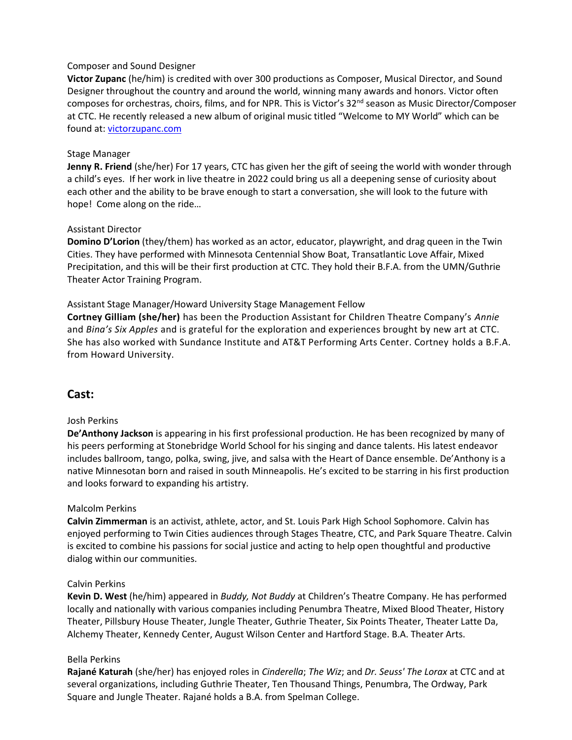Composer and Sound Designer

**Victor Zupanc** (he/him) is credited with over 300 productions as Composer, Musical Director, and Sound Designer throughout the country and around the world, winning many awards and honors. Victor often composes for orchestras, choirs, films, and for NPR. This is Victor's 32nd season as Music Director/Composer at CTC. He recently released a new album of original music titled "Welcome to MY World" which can be found at: [victorzupanc.com](victorzupanc.com)

Stage Manager

**Jenny R. Friend** (she/her) For 17 years, CTC has given her the gift of seeing the world with wonder through a child's eyes. If her work in live theatre in 2022 could bring us all a deepening sense of curiosity about each other and the ability to be brave enough to start a conversation, she will look to the future with hope! Come along on the ride…

Assistant Director

**Domino D'Lorion** (they/them) has worked as an actor, educator, playwright, and drag queen in the Twin Cities. They have performed with Minnesota Centennial Show Boat, Transatlantic Love Affair, Mixed Precipitation, and this will be their first production at CTC. They hold their B.F.A. from the UMN/Guthrie Theater Actor Training Program.

Assistant Stage Manager/Howard University Stage Management Fellow

**Cortney Gilliam (she/her)** has been the Production Assistant for Children Theatre Company's *Annie* and *Bina's Six Apples* and is grateful for the exploration and experiences brought by new art at CTC. She has also worked with Sundance Institute and AT&T Performing Arts Center. Cortney holds a B.F.A. from Howard University.

## Cast:

Josh Perkins

**De'Anthony Jackson** is appearing in his first professional production. He has been recognized by many of his peers performing at Stonebridge World School for his singing and dance talents. His latest endeavor includes ballroom, tango, polka, swing, jive, and salsa with the Heart of Dance ensemble. De'Anthony is a native Minnesotan born and raised in south Minneapolis. He's excited to be starring in his first production and looks forward to expanding his artistry.

Malcolm Perkins

**Calvin Zimmerman** is an activist, athlete, actor, and St. Louis Park High School Sophomore. Calvin has enjoyed performing to Twin Cities audiences through Stages Theatre, CTC, and Park Square Theatre. Calvin is excited to combine his passions for social justice and acting to help open thoughtful and productive dialog within our communities.

Calvin Perkins

**Kevin D. West** (he/him) appeared in *Buddy, Not Buddy* at Children's Theatre Company. He has performed locally and nationally with various companies including Penumbra Theatre, Mixed Blood Theater, History Theater, Pillsbury House Theater, Jungle Theater, Guthrie Theater, Six Points Theater, Theater Latte Da, Alchemy Theater, Kennedy Center, August Wilson Center and Hartford Stage. B.A. Theater Arts.

Bella Perkins

**Rajané Katurah** (she/her) has enjoyed roles in *Cinderella*; *The Wiz*; and *Dr. Seuss' The Lorax* at CTC and at several organizations, including Guthrie Theater, Ten Thousand Things, Penumbra, The Ordway, Park Square and Jungle Theater. Rajané holds a B.A. from Spelman College.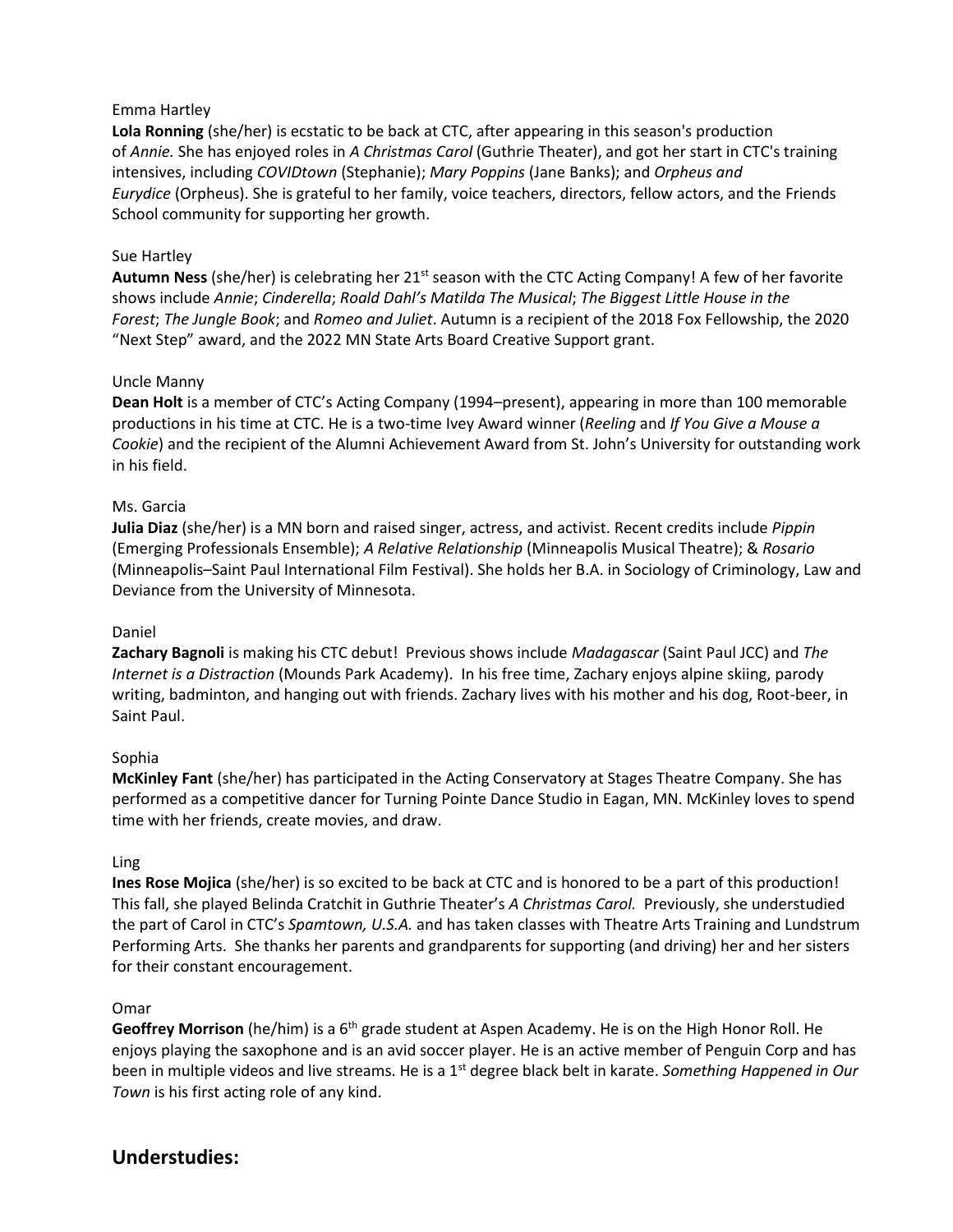Emma Hartley

**Lola Ronning** (she/her) is ecstatic to be back at CTC, after appearing in this season's production of *Annie.* She has enjoyed roles in *A Christmas Carol* (Guthrie Theater), and got her start in CTC's training intensives, including *COVIDtown* (Stephanie); *Mary Poppins* (Jane Banks); and *Orpheus and Eurydice* (Orpheus). She is grateful to her family, voice teachers, directors, fellow actors, and the Friends School community for supporting her growth.

Sue Hartley

**Autumn Ness** (she/her) is celebrating her 21st season with the CTC Acting Company! A few of her favorite shows include *Annie*; *Cinderella*; *Roald Dahl's Matilda The Musical*; *The Biggest Little House in the Forest*; *The Jungle Book*; and *Romeo and Juliet*. Autumn is a recipient of the 2018 Fox Fellowship, the 2020 "Next Step" award, and the 2022 MN State Arts Board Creative Support grant.

Uncle Manny

**Dean Holt** is a member of CTC's Acting Company (1994–present), appearing in more than 100 memorable productions in his time at CTC. He is a two-time Ivey Award winner (*Reeling* and *If You Give a Mouse a Cookie*) and the recipient of the Alumni Achievement Award from St. John's University for outstanding work in his field.

Ms. Garcia

**Julia Diaz** (she/her) is a MN born and raised singer, actress, and activist. Recent credits include *Pippin* (Emerging Professionals Ensemble); *A Relative Relationship* (Minneapolis Musical Theatre); & *Rosario* (Minneapolis–Saint Paul International Film Festival). She holds her B.A. in Sociology of Criminology, Law and Deviance from the University of Minnesota.

Daniel

**Zachary Bagnoli** is making his CTC debut! Previous shows include *Madagascar* (Saint Paul JCC) and *The Internet is a Distraction* (Mounds Park Academy). In his free time, Zachary enjoys alpine skiing, parody writing, badminton, and hanging out with friends. Zachary lives with his mother and his dog, Root-beer, in Saint Paul.

Sophia

**McKinley Fant** (she/her) has participated in the Acting Conservatory at Stages Theatre Company. She has performed as a competitive dancer for Turning Pointe Dance Studio in Eagan, MN. McKinley loves to spend time with her friends, create movies, and draw.

Ling

**Ines Rose Mojica** (she/her) is so excited to be back at CTC and is honored to be a part of this production! This fall, she played Belinda Cratchit in Guthrie Theater's *A Christmas Carol.* Previously, she understudied the part of Carol in CTC's *Spamtown, U.S.A.* and has taken classes with Theatre Arts Training and Lundstrum Performing Arts. She thanks her parents and grandparents for supporting (and driving) her and her sisters for their constant encouragement.

Omar

**Geoffrey Morrison** (he/him) is a 6th grade student at Aspen Academy. He is on the High Honor Roll. He enjoys playing the saxophone and is an avid soccer player. He is an active member of Penguin Corp and has been in multiple videos and live streams. He is a 1st degree black belt in karate. *Something Happened in Our Town* is his first acting role of any kind.

## Understudies: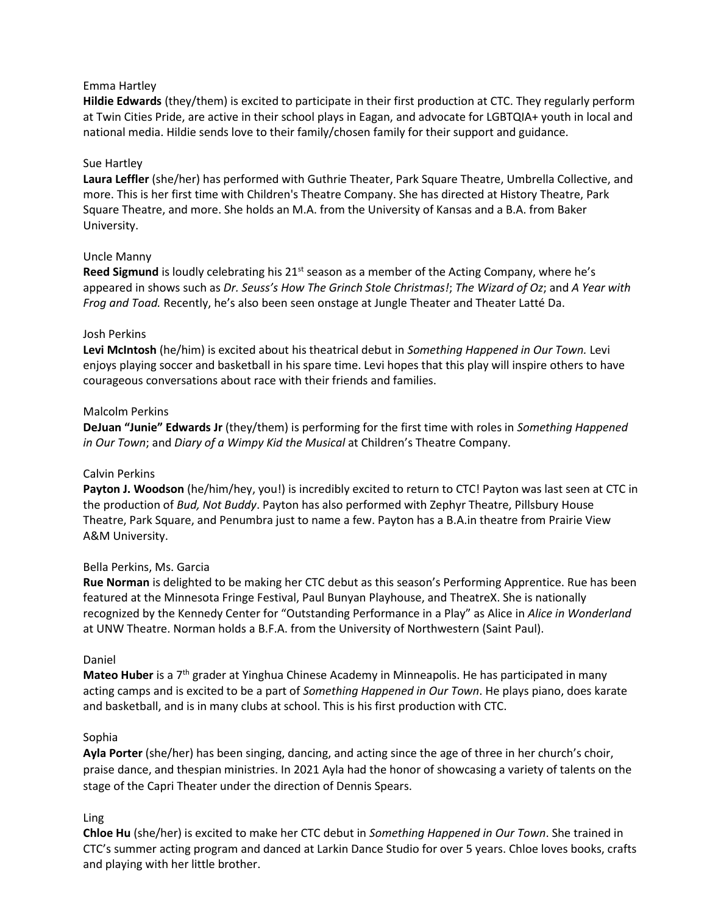Emma Hartley

**Hildie Edwards** (they/them) is excited to participate in their first production at CTC. They regularly perform at Twin Cities Pride, are active in their school plays in Eagan, and advocate for LGBTQIA+ youth in local and national media. Hildie sends love to their family/chosen family for their support and guidance.

Sue Hartley

**Laura Leffler** (she/her) has performed with Guthrie Theater, Park Square Theatre, Umbrella Collective, and more. This is her first time with Children's Theatre Company. She has directed at History Theatre, Park Square Theatre, and more. She holds an M.A. from the University of Kansas and a B.A. from Baker University.

Uncle Manny

**Reed Sigmund** is loudly celebrating his 21st season as a member of the Acting Company, where he's appeared in shows such as *Dr. Seuss's How The Grinch Stole Christmas!*; *The Wizard of Oz*; and *A Year with Frog and Toad.* Recently, he's also been seen onstage at Jungle Theater and Theater Latté Da.

Josh Perkins

**Levi McIntosh** (he/him) is excited about his theatrical debut in *Something Happened in Our Town.* Levi enjoys playing soccer and basketball in his spare time. Levi hopes that this play will inspire others to have courageous conversations about race with their friends and families.

Malcolm Perkins

**DeJuan "Junie" Edwards Jr** (they/them) is performing for the first time with roles in *Something Happened in Our Town*; and *Diary of a Wimpy Kid the Musical* at Children's Theatre Company.

Calvin Perkins

**Payton J. Woodson** (he/him/hey, you!) is incredibly excited to return to CTC! Payton was last seen at CTC in the production of *Bud, Not Buddy*. Payton has also performed with Zephyr Theatre, Pillsbury House Theatre, Park Square, and Penumbra just to name a few. Payton has a B.A.in theatre from Prairie View A&M University.

Bella Perkins, Ms. Garcia

**Rue Norman** is delighted to be making her CTC debut as this season's Performing Apprentice. Rue has been featured at the Minnesota Fringe Festival, Paul Bunyan Playhouse, and TheatreX. She is nationally recognized by the Kennedy Center for "Outstanding Performance in a Play" as Alice in *Alice in Wonderland* at UNW Theatre. Norman holds a B.F.A. from the University of Northwestern (Saint Paul).

Daniel

**Mateo Huber** is a 7th grader at Yinghua Chinese Academy in Minneapolis. He has participated in many acting camps and is excited to be a part of *Something Happened in Our Town*. He plays piano, does karate and basketball, and is in many clubs at school. This is his first production with CTC.

Sophia

**Ayla Porter** (she/her) has been singing, dancing, and acting since the age of three in her church's choir, praise dance, and thespian ministries. In 2021 Ayla had the honor of showcasing a variety of talents on the stage of the Capri Theater under the direction of Dennis Spears.

Ling

**Chloe Hu** (she/her) is excited to make her CTC debut in *Something Happened in Our Town*. She trained in CTC's summer acting program and danced at Larkin Dance Studio for over 5 years. Chloe loves books, crafts and playing with her little brother.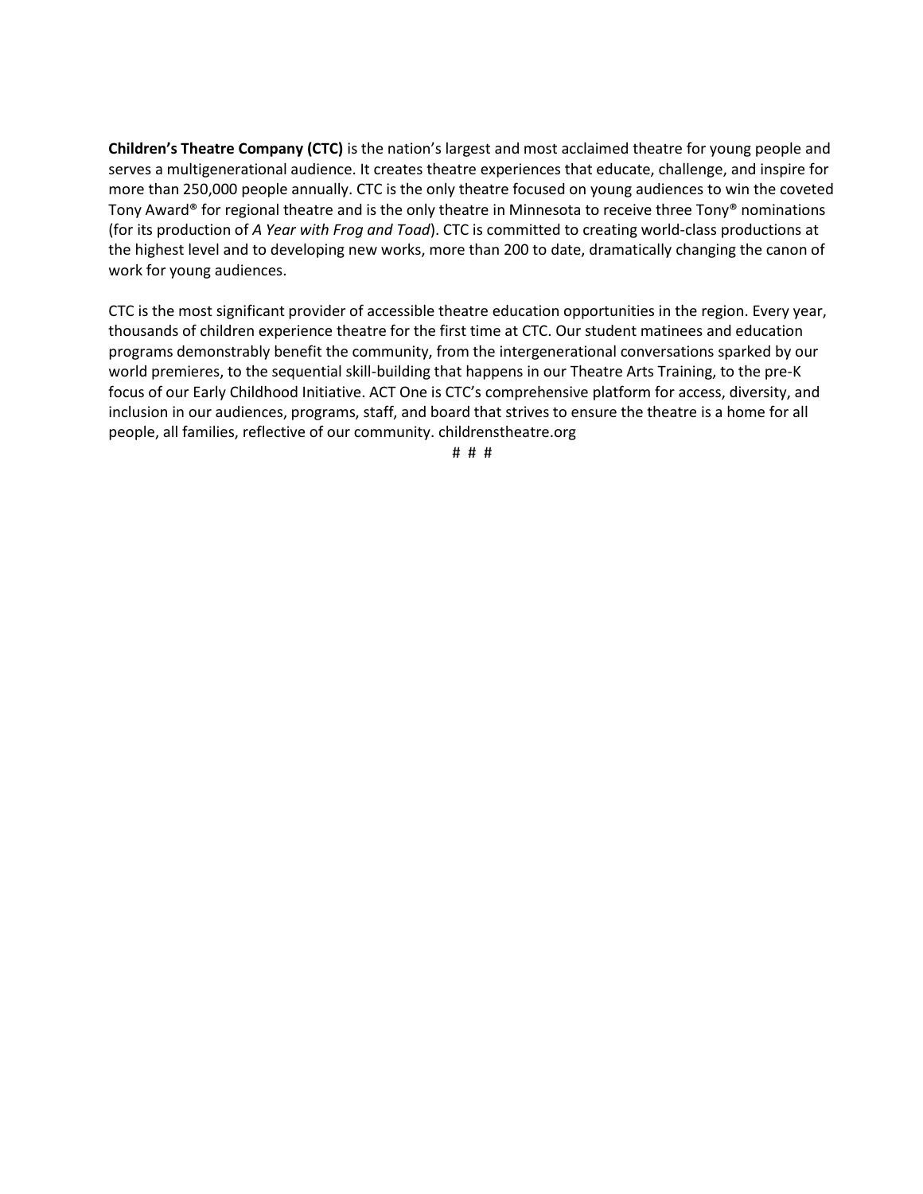**Children's Theatre Company (CTC)** is the nation's largest and most acclaimed theatre for young people and serves a multigenerational audience. It creates theatre experiences that educate, challenge, and inspire for more than 250,000 people annually. CTC is the only theatre focused on young audiences to win the coveted Tony Award® for regional theatre and is the only theatre in Minnesota to receive three Tony® nominations (for its production of *A Year with Frog and Toad*). CTC is committed to creating world-class productions at the highest level and to developing new works, more than 200 to date, dramatically changing the canon of work for young audiences.

CTC is the most significant provider of accessible theatre education opportunities in the region. Every year, thousands of children experience theatre for the first time at CTC. Our student matinees and education programs demonstrably benefit the community, from the intergenerational conversations sparked by our world premieres, to the sequential skill-building that happens in our Theatre Arts Training, to the pre-K focus of our Early Childhood Initiative. ACT One is CTC's comprehensive platform for access, diversity, and inclusion in our audiences, programs, staff, and board that strives to ensure the theatre is a home for all people, all families, reflective of our community. childrenstheatre.org

# # #